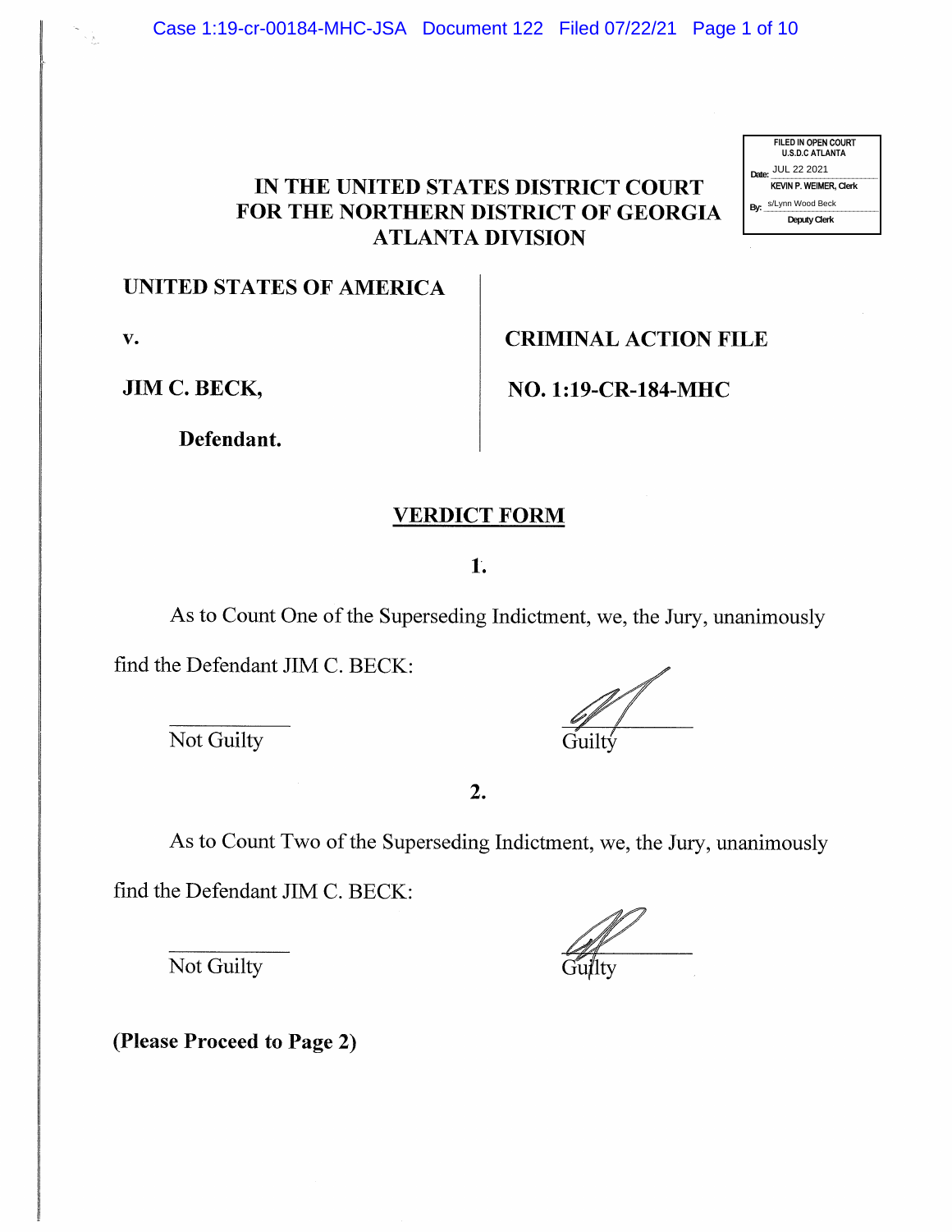FILED IN OPEN COURT
U.S.D.C ATLANTA
Date: JUL 22 2021
KEVIN P. WEIMER, Clerk
By: s/Lynn Wood Beck
Deputy Clerk

# IN THE UNITED STATES DISTRICT COURT FOR THE NORTHERN DISTRICT OF GEORGIA ATLANTA DIVISION

**UNITED STATES OF AMERICA**

**v.**

**JIM C. BECK,**

**Defendant.**

**CRIMINAL ACTION FILE**

**NO. 1:19-CR-184-MHC**

## VERDICT FORM

**1.**

As to Count One of the Superseding Indictment, we, the Jury, unanimously find the Defendant JIM C. BECK:

\_\_\_\_\_\_\_\_\_\_ Not Guilty

[signature] Guilty

**2.**

As to Count Two of the Superseding Indictment, we, the Jury, unanimously find the Defendant JIM C. BECK:

\_\_\_\_\_\_\_\_\_\_ Not Guilty

[signature] Guilty

**(Please Proceed to Page 2)**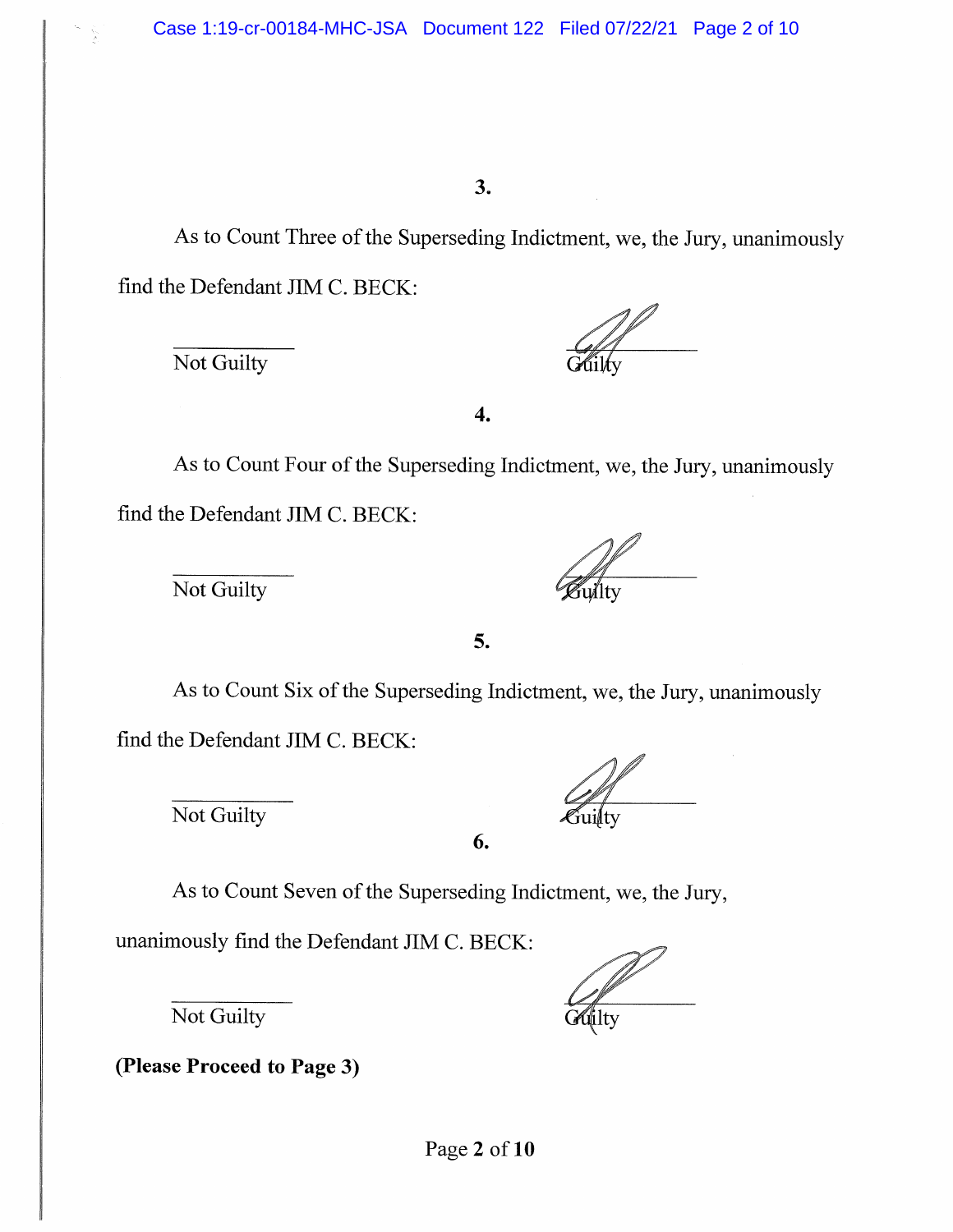**3.**

As to Count Three of the Superseding Indictment, we, the Jury, unanimously find the Defendant JIM C. BECK:

\_\_\_\_\_\_\_\_\_\_ Not Guilty

[signature] Guilty

**4.**

As to Count Four of the Superseding Indictment, we, the Jury, unanimously find the Defendant JIM C. BECK:

\_\_\_\_\_\_\_\_\_\_ Not Guilty

[signature] Guilty

**5.**

As to Count Six of the Superseding Indictment, we, the Jury, unanimously find the Defendant JIM C. BECK:

\_\_\_\_\_\_\_\_\_\_ Not Guilty

[signature] Guilty

**6.**

As to Count Seven of the Superseding Indictment, we, the Jury, unanimously find the Defendant JIM C. BECK:

\_\_\_\_\_\_\_\_\_\_ Not Guilty

[signature] Guilty

**(Please Proceed to Page 3)**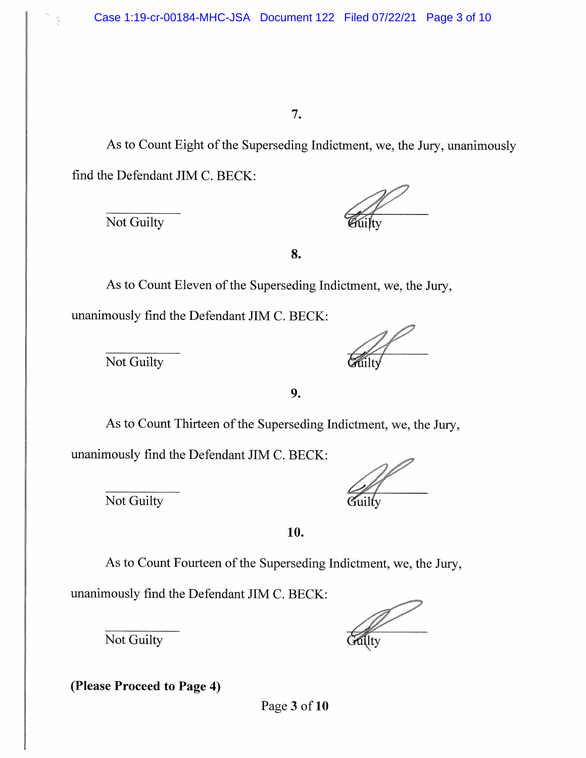**7.**

As to Count Eight of the Superseding Indictment, we, the Jury, unanimously find the Defendant JIM C. BECK:

\_\_\_\_\_\_\_\_\_\_ Not Guilty

[signature] Guilty

**8.**

As to Count Eleven of the Superseding Indictment, we, the Jury, unanimously find the Defendant JIM C. BECK:

\_\_\_\_\_\_\_\_\_\_ Not Guilty

[signature] Guilty

**9.**

As to Count Thirteen of the Superseding Indictment, we, the Jury, unanimously find the Defendant JIM C. BECK:

\_\_\_\_\_\_\_\_\_\_ Not Guilty

[signature] Guilty

**10.**

As to Count Fourteen of the Superseding Indictment, we, the Jury, unanimously find the Defendant JIM C. BECK:

\_\_\_\_\_\_\_\_\_\_ Not Guilty

[signature] Guilty

**(Please Proceed to Page 4)**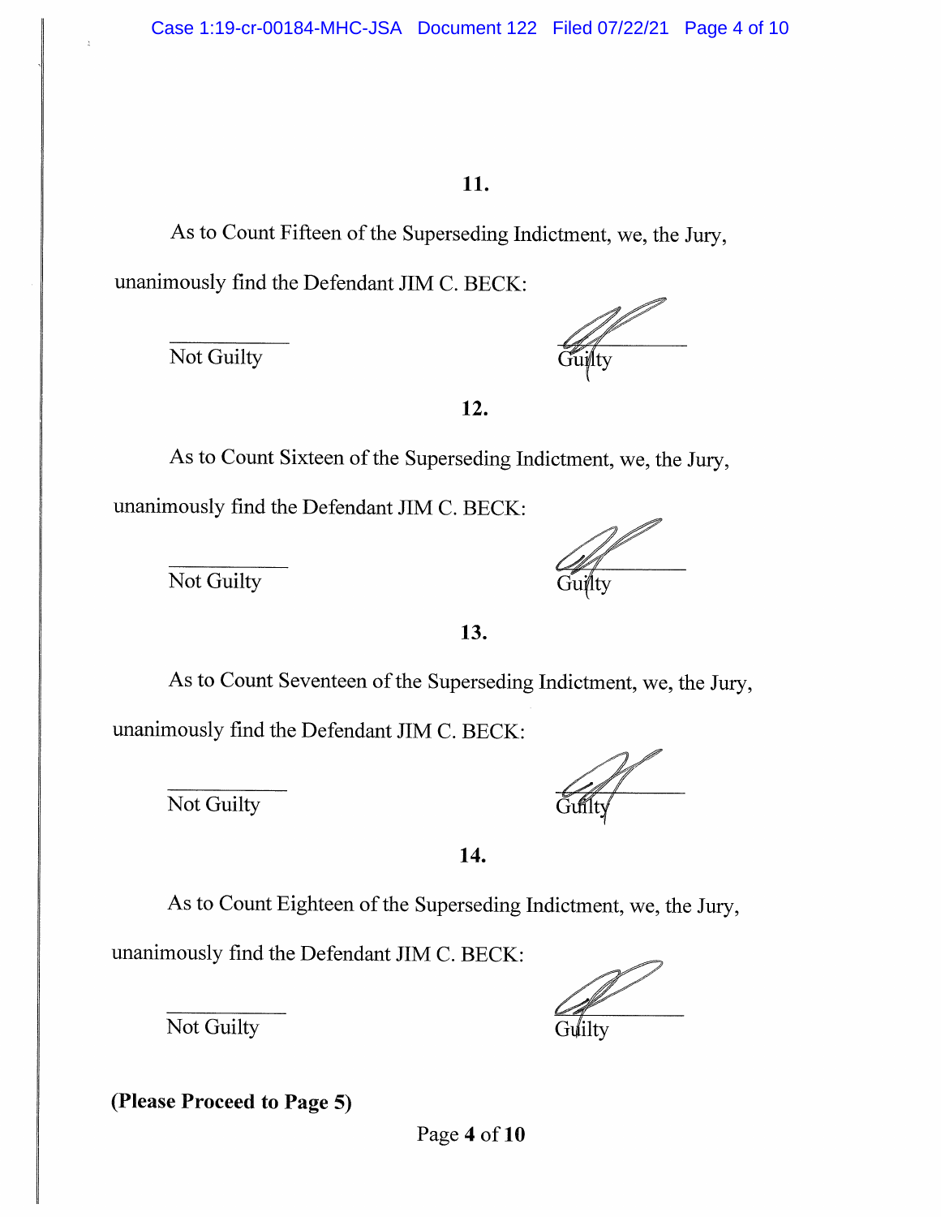**11.**

As to Count Fifteen of the Superseding Indictment, we, the Jury, unanimously find the Defendant JIM C. BECK:

\_\_\_\_\_\_\_\_\_\_ Not Guilty

[signature] Guilty

**12.**

As to Count Sixteen of the Superseding Indictment, we, the Jury, unanimously find the Defendant JIM C. BECK:

\_\_\_\_\_\_\_\_\_\_ Not Guilty

[signature] Guilty

**13.**

As to Count Seventeen of the Superseding Indictment, we, the Jury, unanimously find the Defendant JIM C. BECK:

\_\_\_\_\_\_\_\_\_\_ Not Guilty

[signature] Guilty

**14.**

As to Count Eighteen of the Superseding Indictment, we, the Jury, unanimously find the Defendant JIM C. BECK:

\_\_\_\_\_\_\_\_\_\_ Not Guilty

[signature] Guilty

**(Please Proceed to Page 5)**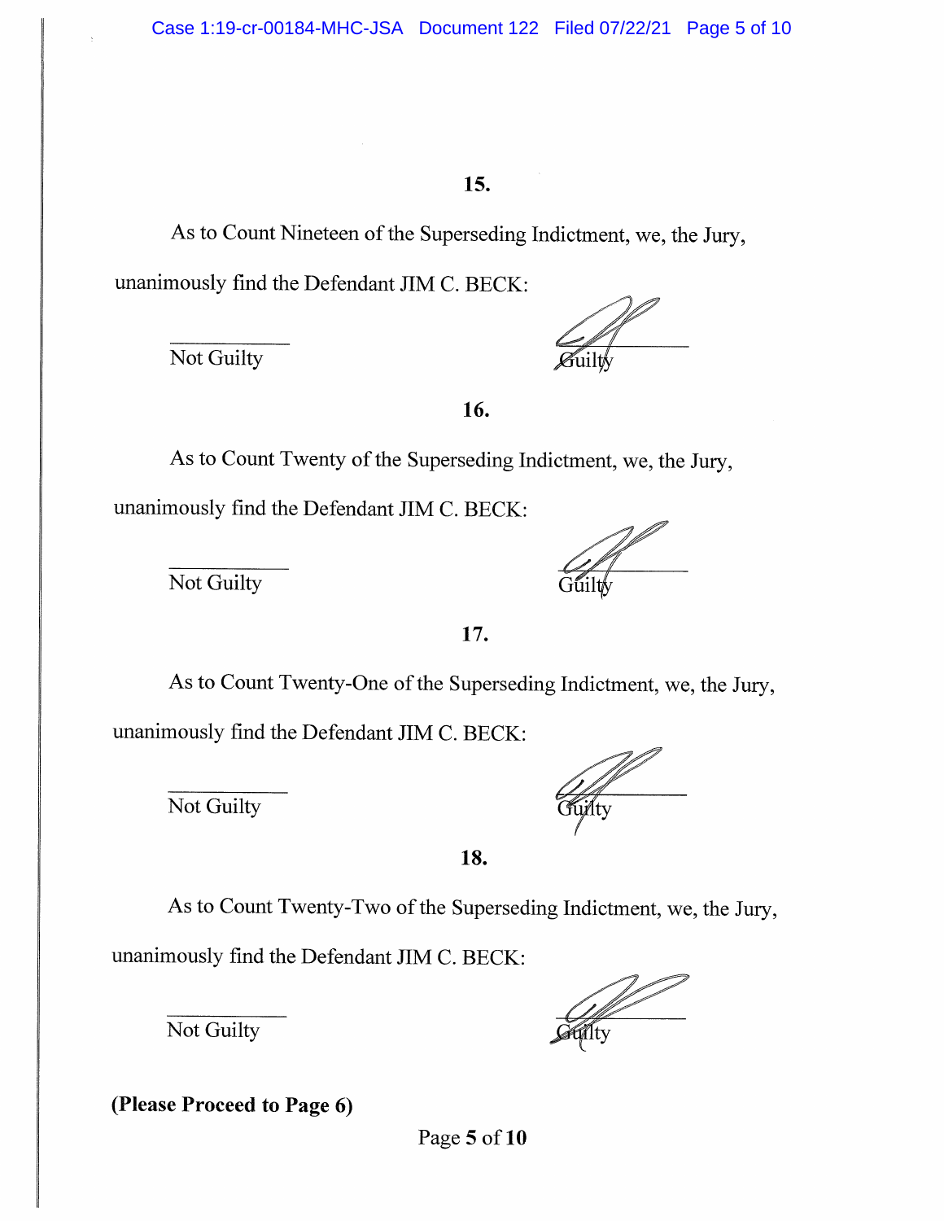**15.**

As to Count Nineteen of the Superseding Indictment, we, the Jury, unanimously find the Defendant JIM C. BECK:

\_\_\_\_\_\_\_\_\_\_ Not Guilty

[signature] Guilty

**16.**

As to Count Twenty of the Superseding Indictment, we, the Jury, unanimously find the Defendant JIM C. BECK:

\_\_\_\_\_\_\_\_\_\_ Not Guilty

[signature] Guilty

**17.**

As to Count Twenty-One of the Superseding Indictment, we, the Jury, unanimously find the Defendant JIM C. BECK:

\_\_\_\_\_\_\_\_\_\_ Not Guilty

[signature] Guilty

**18.**

As to Count Twenty-Two of the Superseding Indictment, we, the Jury, unanimously find the Defendant JIM C. BECK:

\_\_\_\_\_\_\_\_\_\_ Not Guilty

[signature] Guilty

**(Please Proceed to Page 6)**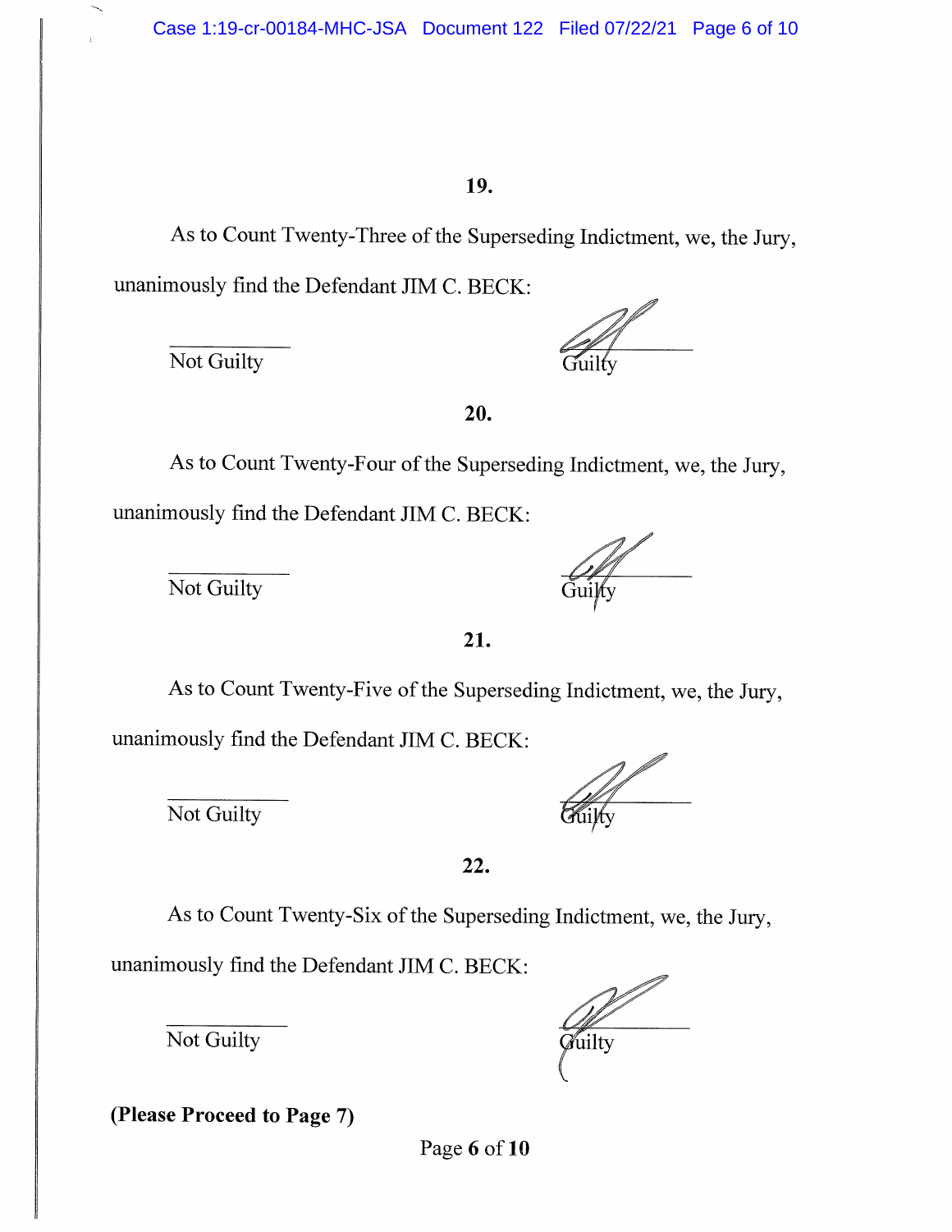**19.**

As to Count Twenty-Three of the Superseding Indictment, we, the Jury, unanimously find the Defendant JIM C. BECK:

Not Guilty ______ &nbsp;&nbsp;&nbsp;&nbsp;&nbsp;&nbsp;&nbsp;&nbsp; Guilty ______

**20.**

As to Count Twenty-Four of the Superseding Indictment, we, the Jury, unanimously find the Defendant JIM C. BECK:

Not Guilty ______ &nbsp;&nbsp;&nbsp;&nbsp;&nbsp;&nbsp;&nbsp;&nbsp; Guilty ______

**21.**

As to Count Twenty-Five of the Superseding Indictment, we, the Jury, unanimously find the Defendant JIM C. BECK:

Not Guilty ______ &nbsp;&nbsp;&nbsp;&nbsp;&nbsp;&nbsp;&nbsp;&nbsp; Guilty ______

**22.**

As to Count Twenty-Six of the Superseding Indictment, we, the Jury, unanimously find the Defendant JIM C. BECK:

Not Guilty ______ &nbsp;&nbsp;&nbsp;&nbsp;&nbsp;&nbsp;&nbsp;&nbsp; Guilty ______

**(Please Proceed to Page 7)**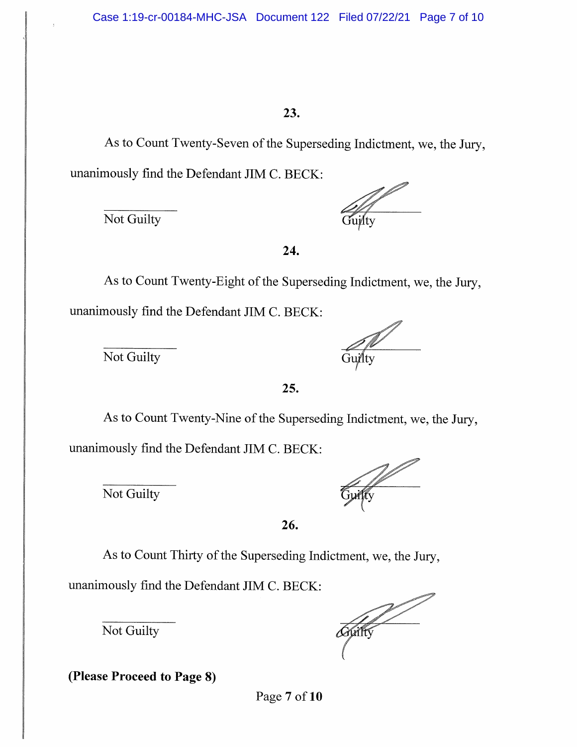**23.**

As to Count Twenty-Seven of the Superseding Indictment, we, the Jury, unanimously find the Defendant JIM C. BECK:

\_\_\_\_\_\_\_\_\_\_ Not Guilty

[signature] Guilty

**24.**

As to Count Twenty-Eight of the Superseding Indictment, we, the Jury, unanimously find the Defendant JIM C. BECK:

\_\_\_\_\_\_\_\_\_\_ Not Guilty

[signature] Guilty

**25.**

As to Count Twenty-Nine of the Superseding Indictment, we, the Jury, unanimously find the Defendant JIM C. BECK:

\_\_\_\_\_\_\_\_\_\_ Not Guilty

[signature] Guilty

**26.**

As to Count Thirty of the Superseding Indictment, we, the Jury, unanimously find the Defendant JIM C. BECK:

\_\_\_\_\_\_\_\_\_\_ Not Guilty

[signature] Guilty

**(Please Proceed to Page 8)**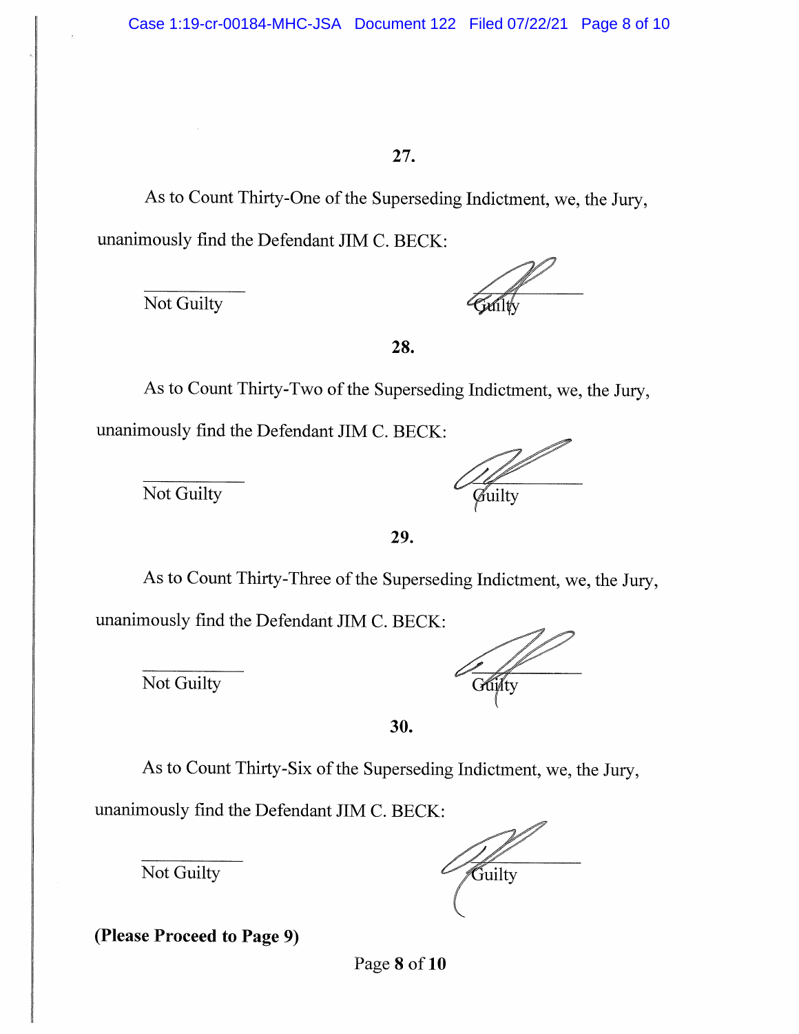**27.**

As to Count Thirty-One of the Superseding Indictment, we, the Jury, unanimously find the Defendant JIM C. BECK:

\_\_\_\_\_\_\_\_\_\_ Not Guilty

✓ Guilty

**28.**

As to Count Thirty-Two of the Superseding Indictment, we, the Jury, unanimously find the Defendant JIM C. BECK:

\_\_\_\_\_\_\_\_\_\_ Not Guilty

✓ Guilty

**29.**

As to Count Thirty-Three of the Superseding Indictment, we, the Jury, unanimously find the Defendant JIM C. BECK:

\_\_\_\_\_\_\_\_\_\_ Not Guilty

✓ Guilty

**30.**

As to Count Thirty-Six of the Superseding Indictment, we, the Jury, unanimously find the Defendant JIM C. BECK:

\_\_\_\_\_\_\_\_\_\_ Not Guilty

✓ Guilty

**(Please Proceed to Page 9)**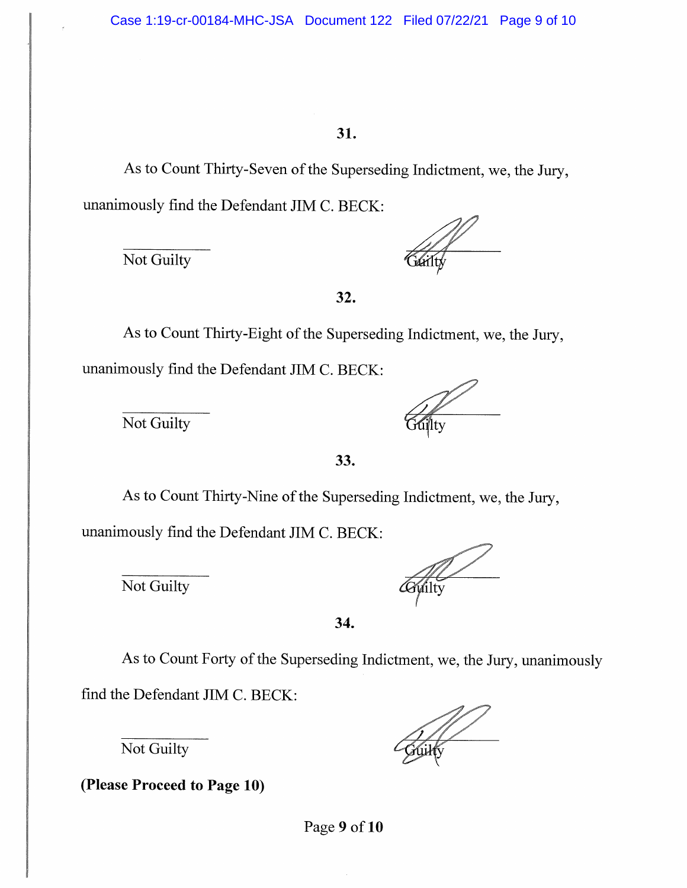**31.**

As to Count Thirty-Seven of the Superseding Indictment, we, the Jury, unanimously find the Defendant JIM C. BECK:

\_\_\_\_\_\_\_\_\_\_ Not Guilty

[signature] Guilty

**32.**

As to Count Thirty-Eight of the Superseding Indictment, we, the Jury, unanimously find the Defendant JIM C. BECK:

\_\_\_\_\_\_\_\_\_\_ Not Guilty

[signature] Guilty

**33.**

As to Count Thirty-Nine of the Superseding Indictment, we, the Jury, unanimously find the Defendant JIM C. BECK:

\_\_\_\_\_\_\_\_\_\_ Not Guilty

[signature] Guilty

**34.**

As to Count Forty of the Superseding Indictment, we, the Jury, unanimously find the Defendant JIM C. BECK:

\_\_\_\_\_\_\_\_\_\_ Not Guilty

[signature] Guilty

**(Please Proceed to Page 10)**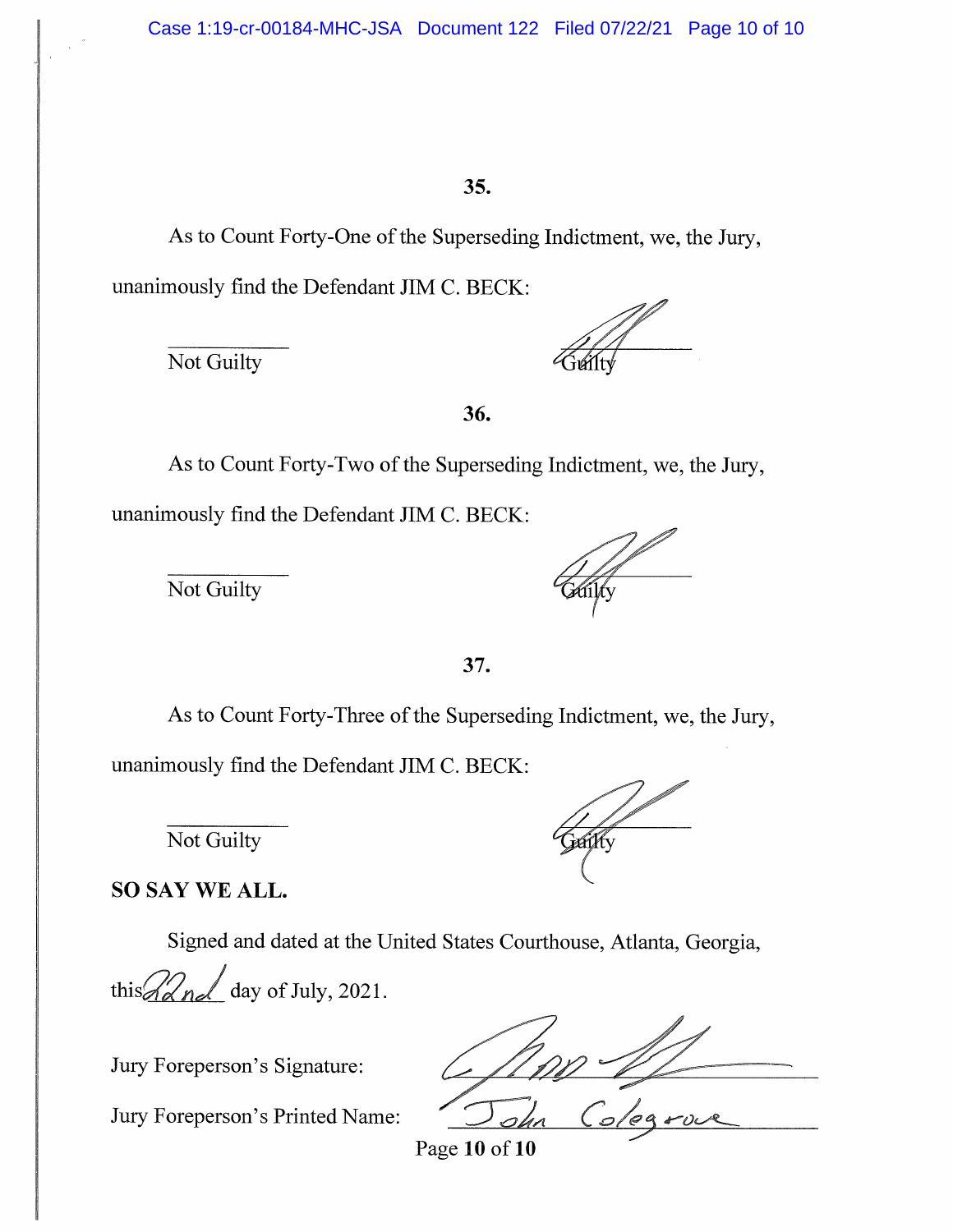**35.**

As to Count Forty-One of the Superseding Indictment, we, the Jury, unanimously find the Defendant JIM C. BECK:

Not Guilty ________    Guilty ✓

**36.**

As to Count Forty-Two of the Superseding Indictment, we, the Jury, unanimously find the Defendant JIM C. BECK:

Not Guilty ________    Guilty ✓

**37.**

As to Count Forty-Three of the Superseding Indictment, we, the Jury, unanimously find the Defendant JIM C. BECK:

Not Guilty ________    Guilty ✓

**SO SAY WE ALL.**

Signed and dated at the United States Courthouse, Atlanta, Georgia, this 22nd day of July, 2021.

Jury Foreperson's Signature: [signature]

Jury Foreperson's Printed Name: John Colegrove